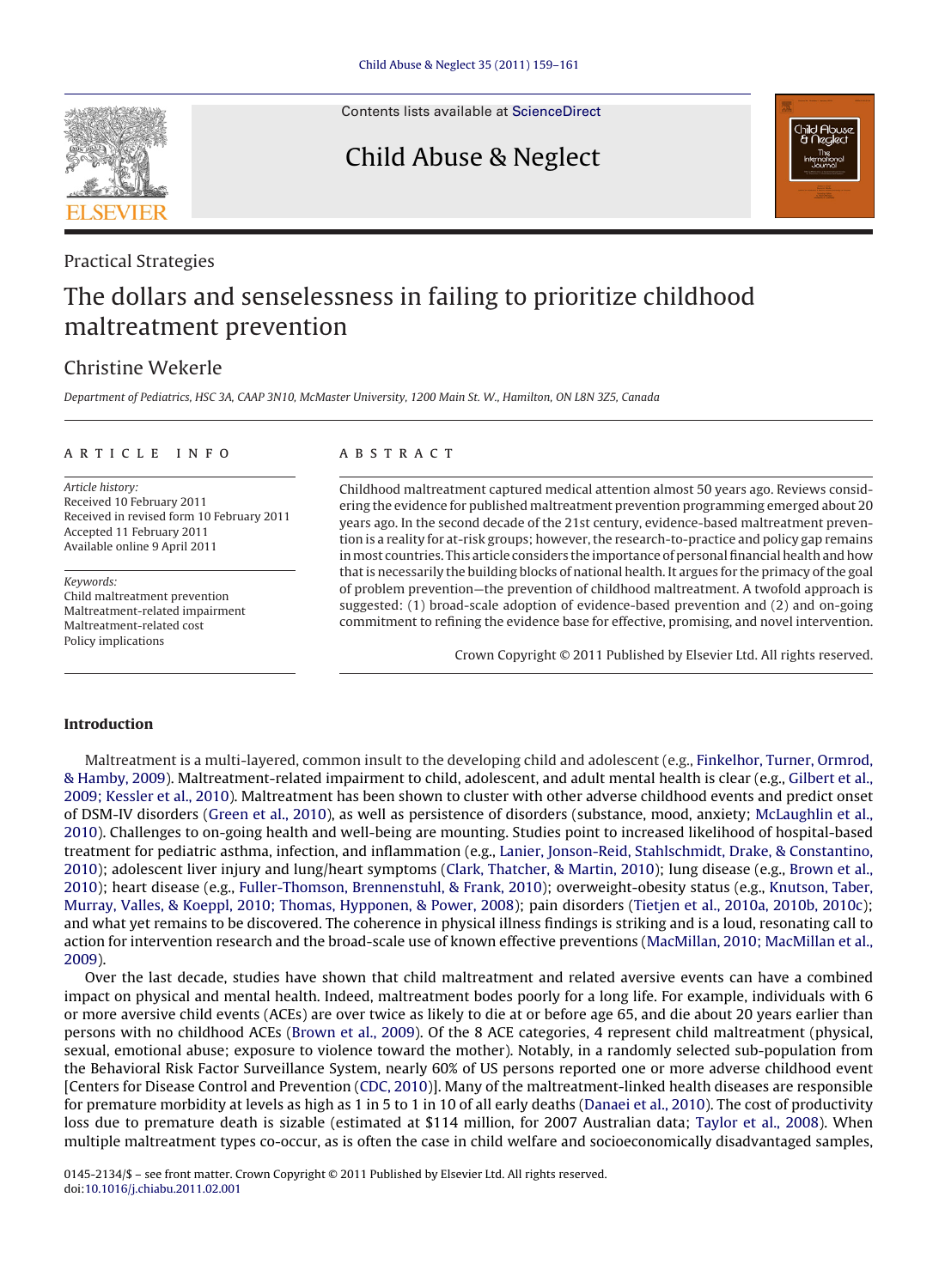Contents lists available at ScienceDirect

# Child Abuse & Neglect

Practical Strategies

# The dollars and senselessness in failing to prioritize childhood maltreatment prevention

Christine Wekerle

*Department of Pediatrics, HSC 3A, CAAP 3N10, McMaster University, 1200 Main St. W., Hamilton, ON L8N 3Z5, Canada*

## ARTICLE INFO

*Article history:*
Received 10 February 2011
Received in revised form 10 February 2011
Accepted 11 February 2011
Available online 9 April 2011

*Keywords:*
Child maltreatment prevention
Maltreatment-related impairment
Maltreatment-related cost
Policy implications

## ABSTRACT

Childhood maltreatment captured medical attention almost 50 years ago. Reviews considering the evidence for published maltreatment prevention programming emerged about 20 years ago. In the second decade of the 21st century, evidence-based maltreatment prevention is a reality for at-risk groups; however, the research-to-practice and policy gap remains in most countries. This article considers the importance of personal financial health and how that is necessarily the building blocks of national health. It argues for the primacy of the goal of problem prevention—the prevention of childhood maltreatment. A twofold approach is suggested: (1) broad-scale adoption of evidence-based prevention and (2) on-going commitment to refining the evidence base for effective, promising, and novel intervention.

Crown Copyright © 2011 Published by Elsevier Ltd. All rights reserved.

## Introduction

Maltreatment is a multi-layered, common insult to the developing child and adolescent (e.g., Finkelhor, Turner, Ormrod, & Hamby, 2009). Maltreatment-related impairment to child, adolescent, and adult mental health is clear (e.g., Gilbert et al., 2009; Kessler et al., 2010). Maltreatment has been shown to cluster with other adverse childhood events and predict onset of DSM-IV disorders (Green et al., 2010), as well as persistence of disorders (substance, mood, anxiety; McLaughlin et al., 2010). Challenges to on-going health and well-being are mounting. Studies point to increased likelihood of hospital-based treatment for pediatric asthma, infection, and inflammation (e.g., Lanier, Jonson-Reid, Stahlschmidt, Drake, & Constantino, 2010); adolescent liver injury and lung/heart symptoms (Clark, Thatcher, & Martin, 2010); lung disease (e.g., Brown et al., 2010); heart disease (e.g., Fuller-Thomson, Brennenstuhl, & Frank, 2010); overweight-obesity status (e.g., Knutson, Taber, Murray, Valles, & Koeppl, 2010; Thomas, Hypponen, & Power, 2008); pain disorders (Tietjen et al., 2010a, 2010b, 2010c); and what yet remains to be discovered. The coherence in physical illness findings is striking and is a loud, resonating call to action for intervention research and the broad-scale use of known effective preventions (MacMillan, 2010; MacMillan et al., 2009).

Over the last decade, studies have shown that child maltreatment and related aversive events can have a combined impact on physical and mental health. Indeed, maltreatment bodes poorly for a long life. For example, individuals with 6 or more aversive child events (ACEs) are over twice as likely to die at or before age 65, and die about 20 years earlier than persons with no childhood ACEs (Brown et al., 2009). Of the 8 ACE categories, 4 represent child maltreatment (physical, sexual, emotional abuse; exposure to violence toward the mother). Notably, in a randomly selected sub-population from the Behavioral Risk Factor Surveillance System, nearly 60% of US persons reported one or more adverse childhood event [Centers for Disease Control and Prevention (CDC, 2010)]. Many of the maltreatment-linked health diseases are responsible for premature morbidity at levels as high as 1 in 5 to 1 in 10 of all early deaths (Danaei et al., 2010). The cost of productivity loss due to premature death is sizable (estimated at $114 million, for 2007 Australian data; Taylor et al., 2008). When multiple maltreatment types co-occur, as is often the case in child welfare and socioeconomically disadvantaged samples,

0145-2134/$ – see front matter. Crown Copyright © 2011 Published by Elsevier Ltd. All rights reserved.
doi:10.1016/j.chiabu.2011.02.001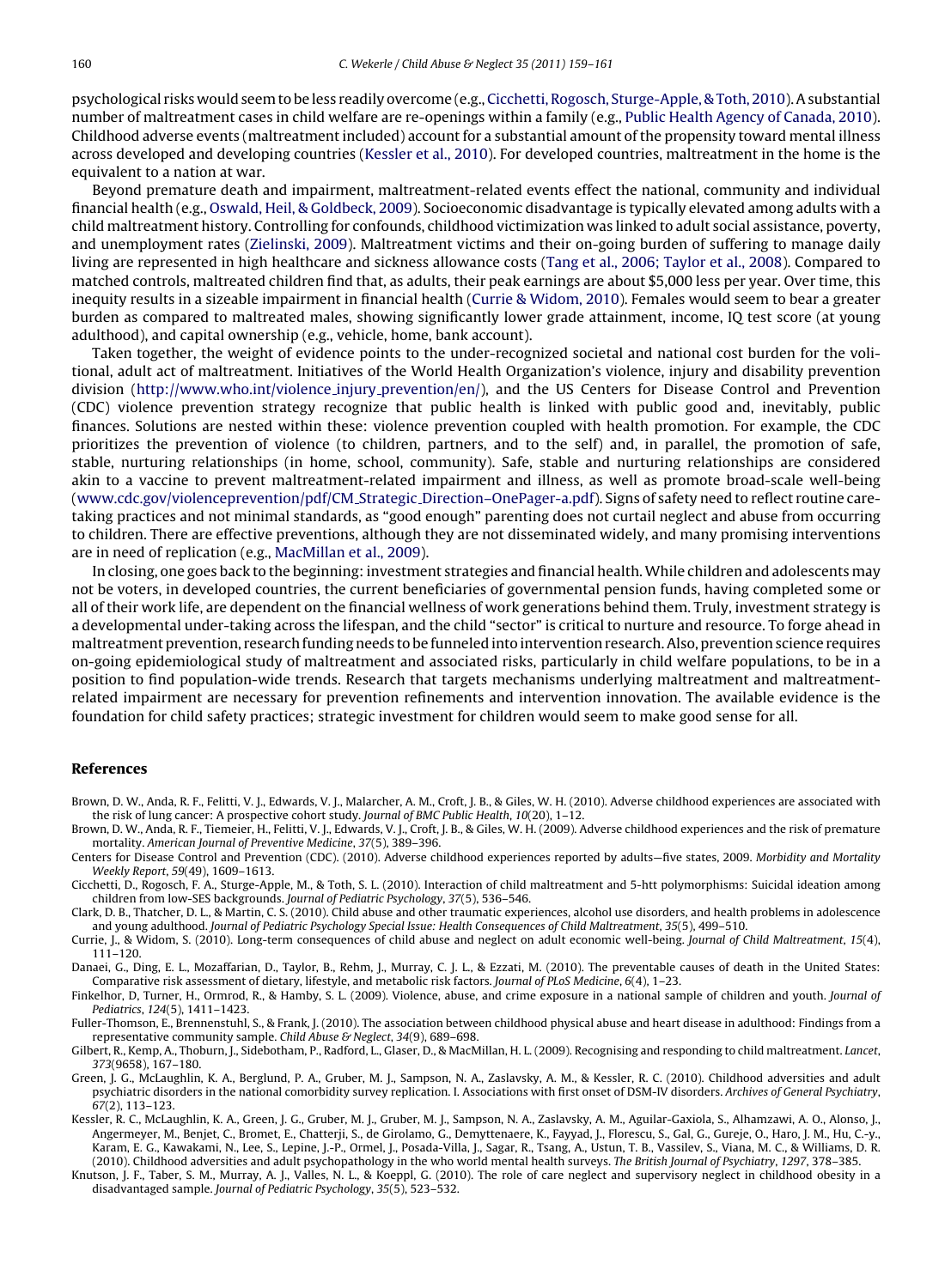psychological risks would seem to be less readily overcome (e.g., Cicchetti, Rogosch, Sturge-Apple, & Toth, 2010). A substantial number of maltreatment cases in child welfare are re-openings within a family (e.g., Public Health Agency of Canada, 2010). Childhood adverse events (maltreatment included) account for a substantial amount of the propensity toward mental illness across developed and developing countries (Kessler et al., 2010). For developed countries, maltreatment in the home is the equivalent to a nation at war.

Beyond premature death and impairment, maltreatment-related events effect the national, community and individual financial health (e.g., Oswald, Heil, & Goldbeck, 2009). Socioeconomic disadvantage is typically elevated among adults with a child maltreatment history. Controlling for confounds, childhood victimization was linked to adult social assistance, poverty, and unemployment rates (Zielinski, 2009). Maltreatment victims and their on-going burden of suffering to manage daily living are represented in high healthcare and sickness allowance costs (Tang et al., 2006; Taylor et al., 2008). Compared to matched controls, maltreated children find that, as adults, their peak earnings are about $5,000 less per year. Over time, this inequity results in a sizeable impairment in financial health (Currie & Widom, 2010). Females would seem to bear a greater burden as compared to maltreated males, showing significantly lower grade attainment, income, IQ test score (at young adulthood), and capital ownership (e.g., vehicle, home, bank account).

Taken together, the weight of evidence points to the under-recognized societal and national cost burden for the volitional, adult act of maltreatment. Initiatives of the World Health Organization's violence, injury and disability prevention division (http://www.who.int/violence_injury_prevention/en/), and the US Centers for Disease Control and Prevention (CDC) violence prevention strategy recognize that public health is linked with public good and, inevitably, public finances. Solutions are nested within these: violence prevention coupled with health promotion. For example, the CDC prioritizes the prevention of violence (to children, partners, and to the self) and, in parallel, the promotion of safe, stable, nurturing relationships (in home, school, community). Safe, stable and nurturing relationships are considered akin to a vaccine to prevent maltreatment-related impairment and illness, as well as promote broad-scale well-being (www.cdc.gov/violenceprevention/pdf/CM_Strategic_Direction–OnePager-a.pdf). Signs of safety need to reflect routine caretaking practices and not minimal standards, as "good enough" parenting does not curtail neglect and abuse from occurring to children. There are effective preventions, although they are not disseminated widely, and many promising interventions are in need of replication (e.g., MacMillan et al., 2009).

In closing, one goes back to the beginning: investment strategies and financial health. While children and adolescents may not be voters, in developed countries, the current beneficiaries of governmental pension funds, having completed some or all of their work life, are dependent on the financial wellness of work generations behind them. Truly, investment strategy is a developmental under-taking across the lifespan, and the child "sector" is critical to nurture and resource. To forge ahead in maltreatment prevention, research funding needs to be funneled into intervention research. Also, prevention science requires on-going epidemiological study of maltreatment and associated risks, particularly in child welfare populations, to be in a position to find population-wide trends. Research that targets mechanisms underlying maltreatment and maltreatment-related impairment are necessary for prevention refinements and intervention innovation. The available evidence is the foundation for child safety practices; strategic investment for children would seem to make good sense for all.

## References

Brown, D. W., Anda, R. F., Felitti, V. J., Edwards, V. J., Malarcher, A. M., Croft, J. B., & Giles, W. H. (2010). Adverse childhood experiences are associated with the risk of lung cancer: A prospective cohort study. *Journal of BMC Public Health*, *10*(20), 1–12.

Brown, D. W., Anda, R. F., Tiemeier, H., Felitti, V. J., Edwards, V. J., Croft, J. B., & Giles, W. H. (2009). Adverse childhood experiences and the risk of premature mortality. *American Journal of Preventive Medicine*, *37*(5), 389–396.

Centers for Disease Control and Prevention (CDC). (2010). Adverse childhood experiences reported by adults—five states, 2009. *Morbidity and Mortality Weekly Report*, *59*(49), 1609–1613.

Cicchetti, D., Rogosch, F. A., Sturge-Apple, M., & Toth, S. L. (2010). Interaction of child maltreatment and 5-htt polymorphisms: Suicidal ideation among children from low-SES backgrounds. *Journal of Pediatric Psychology*, *37*(5), 536–546.

Clark, D. B., Thatcher, D. L., & Martin, C. S. (2010). Child abuse and other traumatic experiences, alcohol use disorders, and health problems in adolescence and young adulthood. *Journal of Pediatric Psychology Special Issue: Health Consequences of Child Maltreatment*, *35*(5), 499–510.

Currie, J., & Widom, S. (2010). Long-term consequences of child abuse and neglect on adult economic well-being. *Journal of Child Maltreatment*, *15*(4), 111–120.

Danaei, G., Ding, E. L., Mozaffarian, D., Taylor, B., Rehm, J., Murray, C. J. L., & Ezzati, M. (2010). The preventable causes of death in the United States: Comparative risk assessment of dietary, lifestyle, and metabolic risk factors. *Journal of PLoS Medicine*, *6*(4), 1–23.

Finkelhor, D, Turner, H., Ormrod, R., & Hamby, S. L. (2009). Violence, abuse, and crime exposure in a national sample of children and youth. *Journal of Pediatrics*, *124*(5), 1411–1423.

Fuller-Thomson, E., Brennenstuhl, S., & Frank, J. (2010). The association between childhood physical abuse and heart disease in adulthood: Findings from a representative community sample. *Child Abuse & Neglect*, *34*(9), 689–698.

Gilbert, R., Kemp, A., Thoburn, J., Sidebotham, P., Radford, L., Glaser, D., & MacMillan, H. L. (2009). Recognising and responding to child maltreatment. *Lancet*, *373*(9658), 167–180.

Green, J. G., McLaughlin, K. A., Berglund, P. A., Gruber, M. J., Sampson, N. A., Zaslavsky, A. M., & Kessler, R. C. (2010). Childhood adversities and adult psychiatric disorders in the national comorbidity survey replication. I. Associations with first onset of DSM-IV disorders. *Archives of General Psychiatry*, *67*(2), 113–123.

Kessler, R. C., McLaughlin, K. A., Green, J. G., Gruber, M. J., Gruber, M. J., Sampson, N. A., Zaslavsky, A. M., Aguilar-Gaxiola, S., Alhamzawi, A. O., Alonso, J., Angermeyer, M., Benjet, C., Bromet, E., Chatterji, S., de Girolamo, G., Demyttenaere, K., Fayyad, J., Florescu, S., Gal, G., Gureje, O., Haro, J. M., Hu, C.-y., Karam, E. G., Kawakami, N., Lee, S., Lepine, J.-P., Ormel, J., Posada-Villa, J., Sagar, R., Tsang, A., Ustun, T. B., Vassilev, S., Viana, M. C., & Williams, D. R. (2010). Childhood adversities and adult psychopathology in the who world mental health surveys. *The British Journal of Psychiatry*, *1297*, 378–385.

Knutson, J. F., Taber, S. M., Murray, A. J., Valles, N. L., & Koeppl, G. (2010). The role of care neglect and supervisory neglect in childhood obesity in a disadvantaged sample. *Journal of Pediatric Psychology*, *35*(5), 523–532.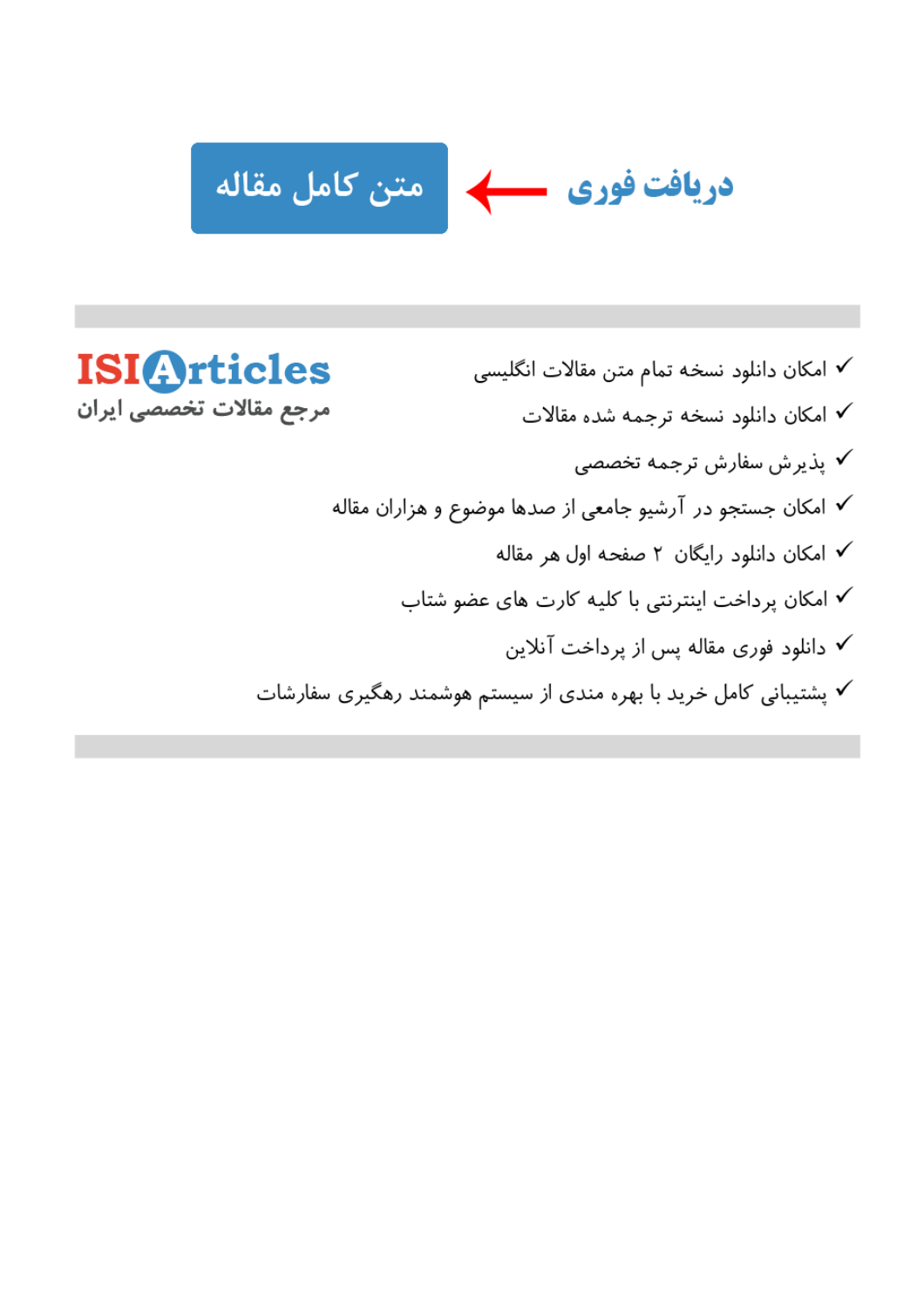دریافت فوری ← **متن کامل مقاله**

**ISIArticles**
مرجع مقالات تخصصی ایران

- ✓ امکان دانلود نسخه تمام متن مقالات انگلیسی
- ✓ امکان دانلود نسخه ترجمه شده مقالات
- ✓ پذیرش سفارش ترجمه تخصصی
- ✓ امکان جستجو در آرشیو جامعی از صدها موضوع و هزاران مقاله
- ✓ امکان دانلود رایگان ۲ صفحه اول هر مقاله
- ✓ امکان پرداخت اینترنتی با کلیه کارت های عضو شتاب
- ✓ دانلود فوری مقاله پس از پرداخت آنلاین
- ✓ پشتیبانی کامل خرید با بهره مندی از سیستم هوشمند رهگیری سفارشات